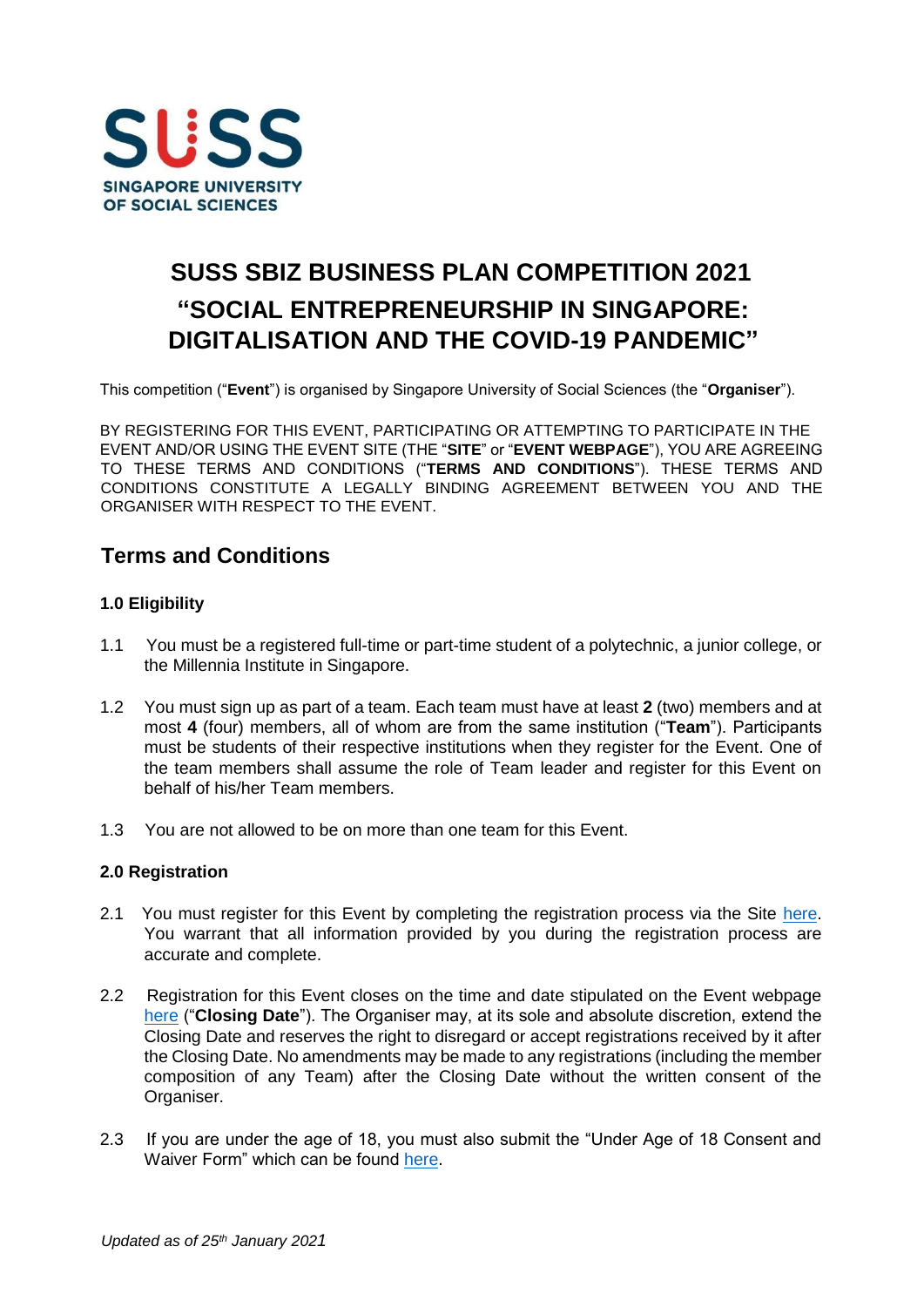SUSS
SINGAPORE UNIVERSITY
OF SOCIAL SCIENCES

# SUSS SBIZ BUSINESS PLAN COMPETITION 2021

# "SOCIAL ENTREPRENEURSHIP IN SINGAPORE: DIGITALISATION AND THE COVID-19 PANDEMIC"

This competition ("**Event**") is organised by Singapore University of Social Sciences (the "**Organiser**").

BY REGISTERING FOR THIS EVENT, PARTICIPATING OR ATTEMPTING TO PARTICIPATE IN THE EVENT AND/OR USING THE EVENT SITE (THE "**SITE**" or "**EVENT WEBPAGE**"), YOU ARE AGREEING TO THESE TERMS AND CONDITIONS ("**TERMS AND CONDITIONS**"). THESE TERMS AND CONDITIONS CONSTITUTE A LEGALLY BINDING AGREEMENT BETWEEN YOU AND THE ORGANISER WITH RESPECT TO THE EVENT.

## Terms and Conditions

### 1.0 Eligibility

1.1 You must be a registered full-time or part-time student of a polytechnic, a junior college, or the Millennia Institute in Singapore.

1.2 You must sign up as part of a team. Each team must have at least **2** (two) members and at most **4** (four) members, all of whom are from the same institution ("**Team**"). Participants must be students of their respective institutions when they register for the Event. One of the team members shall assume the role of Team leader and register for this Event on behalf of his/her Team members.

1.3 You are not allowed to be on more than one team for this Event.

### 2.0 Registration

2.1 You must register for this Event by completing the registration process via the Site here. You warrant that all information provided by you during the registration process are accurate and complete.

2.2 Registration for this Event closes on the time and date stipulated on the Event webpage here ("**Closing Date**"). The Organiser may, at its sole and absolute discretion, extend the Closing Date and reserves the right to disregard or accept registrations received by it after the Closing Date. No amendments may be made to any registrations (including the member composition of any Team) after the Closing Date without the written consent of the Organiser.

2.3 If you are under the age of 18, you must also submit the "Under Age of 18 Consent and Waiver Form" which can be found here.

*Updated as of 25th January 2021*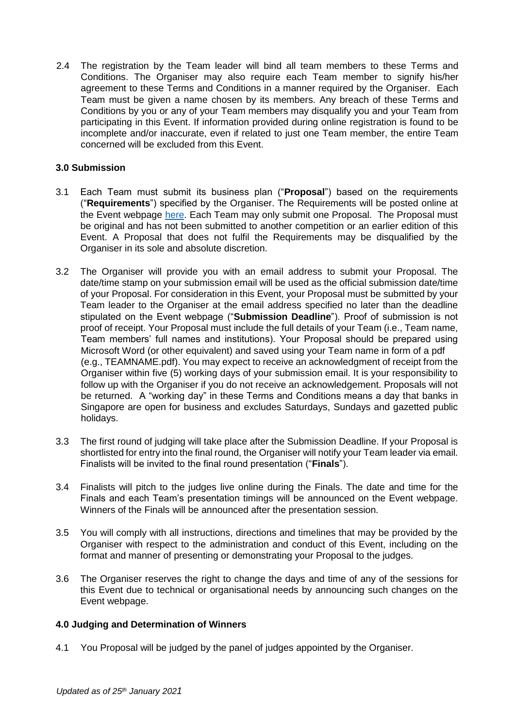2.4 The registration by the Team leader will bind all team members to these Terms and Conditions. The Organiser may also require each Team member to signify his/her agreement to these Terms and Conditions in a manner required by the Organiser. Each Team must be given a name chosen by its members. Any breach of these Terms and Conditions by you or any of your Team members may disqualify you and your Team from participating in this Event. If information provided during online registration is found to be incomplete and/or inaccurate, even if related to just one Team member, the entire Team concerned will be excluded from this Event.

### 3.0 Submission

3.1 Each Team must submit its business plan ("**Proposal**") based on the requirements ("**Requirements**") specified by the Organiser. The Requirements will be posted online at the Event webpage here. Each Team may only submit one Proposal. The Proposal must be original and has not been submitted to another competition or an earlier edition of this Event. A Proposal that does not fulfil the Requirements may be disqualified by the Organiser in its sole and absolute discretion.

3.2 The Organiser will provide you with an email address to submit your Proposal. The date/time stamp on your submission email will be used as the official submission date/time of your Proposal. For consideration in this Event, your Proposal must be submitted by your Team leader to the Organiser at the email address specified no later than the deadline stipulated on the Event webpage ("**Submission Deadline**"). Proof of submission is not proof of receipt. Your Proposal must include the full details of your Team (i.e., Team name, Team members' full names and institutions). Your Proposal should be prepared using Microsoft Word (or other equivalent) and saved using your Team name in form of a pdf (e.g., TEAMNAME.pdf). You may expect to receive an acknowledgment of receipt from the Organiser within five (5) working days of your submission email. It is your responsibility to follow up with the Organiser if you do not receive an acknowledgement. Proposals will not be returned. A "working day" in these Terms and Conditions means a day that banks in Singapore are open for business and excludes Saturdays, Sundays and gazetted public holidays.

3.3 The first round of judging will take place after the Submission Deadline. If your Proposal is shortlisted for entry into the final round, the Organiser will notify your Team leader via email. Finalists will be invited to the final round presentation ("**Finals**").

3.4 Finalists will pitch to the judges live online during the Finals. The date and time for the Finals and each Team's presentation timings will be announced on the Event webpage. Winners of the Finals will be announced after the presentation session.

3.5 You will comply with all instructions, directions and timelines that may be provided by the Organiser with respect to the administration and conduct of this Event, including on the format and manner of presenting or demonstrating your Proposal to the judges.

3.6 The Organiser reserves the right to change the days and time of any of the sessions for this Event due to technical or organisational needs by announcing such changes on the Event webpage.

### 4.0 Judging and Determination of Winners

4.1 You Proposal will be judged by the panel of judges appointed by the Organiser.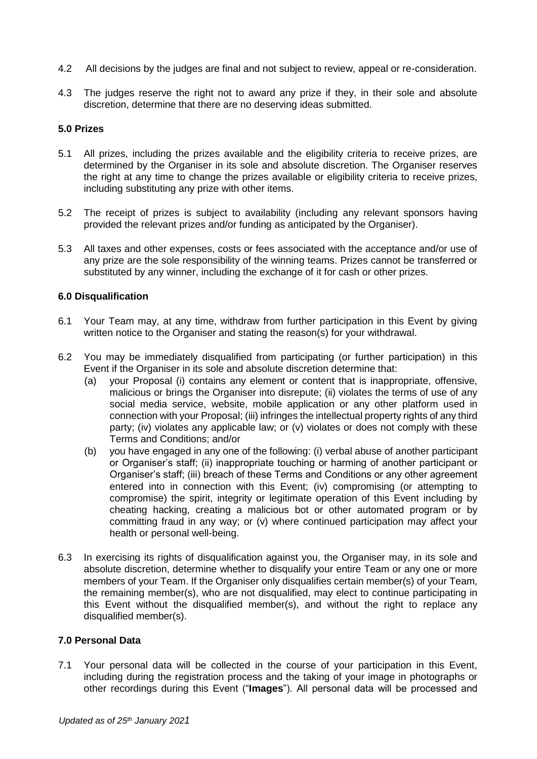4.2 All decisions by the judges are final and not subject to review, appeal or re-consideration.

4.3 The judges reserve the right not to award any prize if they, in their sole and absolute discretion, determine that there are no deserving ideas submitted.

**5.0 Prizes**

5.1 All prizes, including the prizes available and the eligibility criteria to receive prizes, are determined by the Organiser in its sole and absolute discretion. The Organiser reserves the right at any time to change the prizes available or eligibility criteria to receive prizes, including substituting any prize with other items.

5.2 The receipt of prizes is subject to availability (including any relevant sponsors having provided the relevant prizes and/or funding as anticipated by the Organiser).

5.3 All taxes and other expenses, costs or fees associated with the acceptance and/or use of any prize are the sole responsibility of the winning teams. Prizes cannot be transferred or substituted by any winner, including the exchange of it for cash or other prizes.

**6.0 Disqualification**

6.1 Your Team may, at any time, withdraw from further participation in this Event by giving written notice to the Organiser and stating the reason(s) for your withdrawal.

6.2 You may be immediately disqualified from participating (or further participation) in this Event if the Organiser in its sole and absolute discretion determine that:

(a) your Proposal (i) contains any element or content that is inappropriate, offensive, malicious or brings the Organiser into disrepute; (ii) violates the terms of use of any social media service, website, mobile application or any other platform used in connection with your Proposal; (iii) infringes the intellectual property rights of any third party; (iv) violates any applicable law; or (v) violates or does not comply with these Terms and Conditions; and/or

(b) you have engaged in any one of the following: (i) verbal abuse of another participant or Organiser's staff; (ii) inappropriate touching or harming of another participant or Organiser's staff; (iii) breach of these Terms and Conditions or any other agreement entered into in connection with this Event; (iv) compromising (or attempting to compromise) the spirit, integrity or legitimate operation of this Event including by cheating hacking, creating a malicious bot or other automated program or by committing fraud in any way; or (v) where continued participation may affect your health or personal well-being.

6.3 In exercising its rights of disqualification against you, the Organiser may, in its sole and absolute discretion, determine whether to disqualify your entire Team or any one or more members of your Team. If the Organiser only disqualifies certain member(s) of your Team, the remaining member(s), who are not disqualified, may elect to continue participating in this Event without the disqualified member(s), and without the right to replace any disqualified member(s).

**7.0 Personal Data**

7.1 Your personal data will be collected in the course of your participation in this Event, including during the registration process and the taking of your image in photographs or other recordings during this Event ("**Images**"). All personal data will be processed and

*Updated as of 25th January 2021*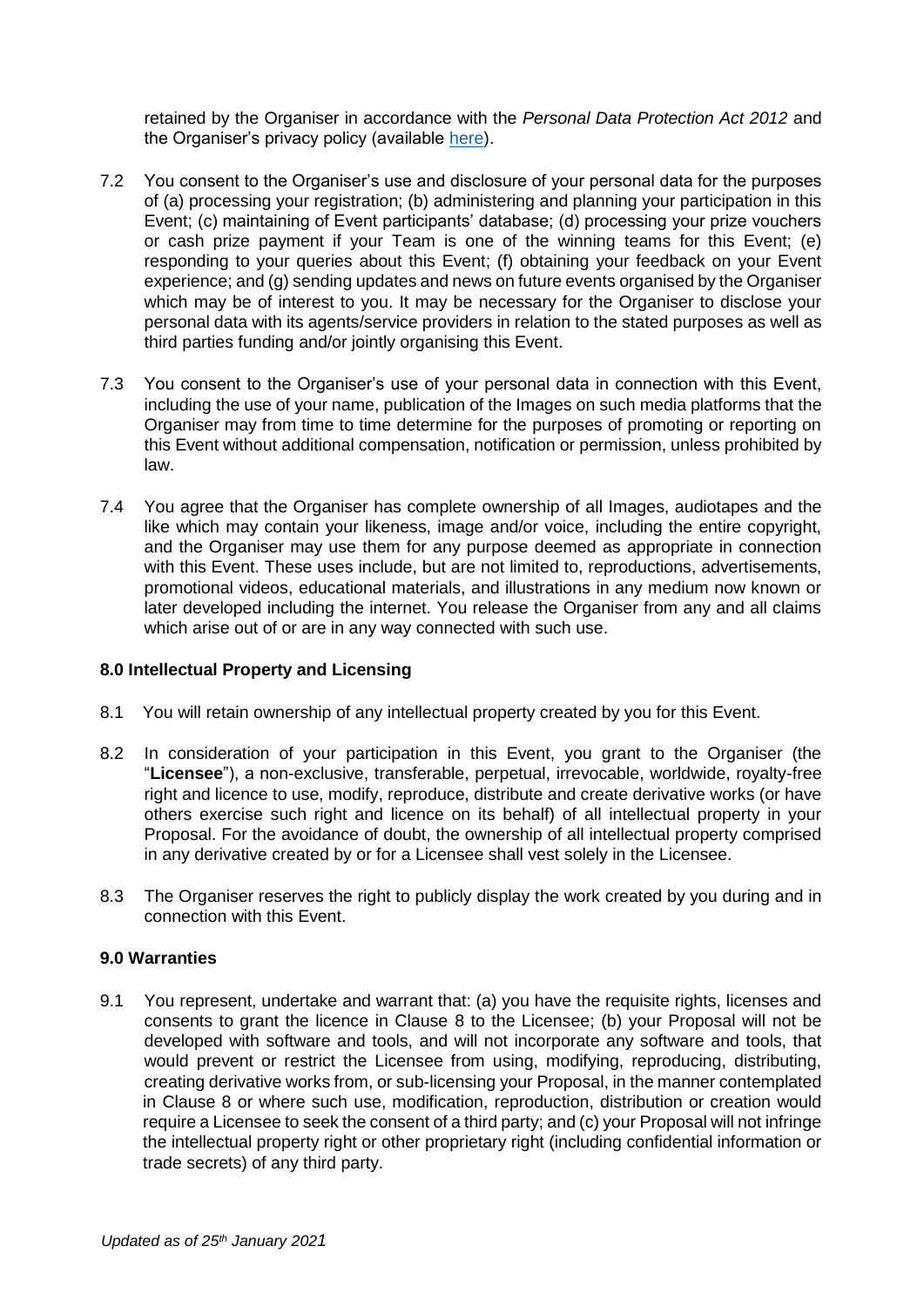retained by the Organiser in accordance with the *Personal Data Protection Act 2012* and the Organiser's privacy policy (available here).

7.2 You consent to the Organiser's use and disclosure of your personal data for the purposes of (a) processing your registration; (b) administering and planning your participation in this Event; (c) maintaining of Event participants' database; (d) processing your prize vouchers or cash prize payment if your Team is one of the winning teams for this Event; (e) responding to your queries about this Event; (f) obtaining your feedback on your Event experience; and (g) sending updates and news on future events organised by the Organiser which may be of interest to you. It may be necessary for the Organiser to disclose your personal data with its agents/service providers in relation to the stated purposes as well as third parties funding and/or jointly organising this Event.

7.3 You consent to the Organiser's use of your personal data in connection with this Event, including the use of your name, publication of the Images on such media platforms that the Organiser may from time to time determine for the purposes of promoting or reporting on this Event without additional compensation, notification or permission, unless prohibited by law.

7.4 You agree that the Organiser has complete ownership of all Images, audiotapes and the like which may contain your likeness, image and/or voice, including the entire copyright, and the Organiser may use them for any purpose deemed as appropriate in connection with this Event. These uses include, but are not limited to, reproductions, advertisements, promotional videos, educational materials, and illustrations in any medium now known or later developed including the internet. You release the Organiser from any and all claims which arise out of or are in any way connected with such use.

### 8.0 Intellectual Property and Licensing

8.1 You will retain ownership of any intellectual property created by you for this Event.

8.2 In consideration of your participation in this Event, you grant to the Organiser (the "**Licensee**"), a non-exclusive, transferable, perpetual, irrevocable, worldwide, royalty-free right and licence to use, modify, reproduce, distribute and create derivative works (or have others exercise such right and licence on its behalf) of all intellectual property in your Proposal. For the avoidance of doubt, the ownership of all intellectual property comprised in any derivative created by or for a Licensee shall vest solely in the Licensee.

8.3 The Organiser reserves the right to publicly display the work created by you during and in connection with this Event.

### 9.0 Warranties

9.1 You represent, undertake and warrant that: (a) you have the requisite rights, licenses and consents to grant the licence in Clause 8 to the Licensee; (b) your Proposal will not be developed with software and tools, and will not incorporate any software and tools, that would prevent or restrict the Licensee from using, modifying, reproducing, distributing, creating derivative works from, or sub-licensing your Proposal, in the manner contemplated in Clause 8 or where such use, modification, reproduction, distribution or creation would require a Licensee to seek the consent of a third party; and (c) your Proposal will not infringe the intellectual property right or other proprietary right (including confidential information or trade secrets) of any third party.

*Updated as of 25th January 2021*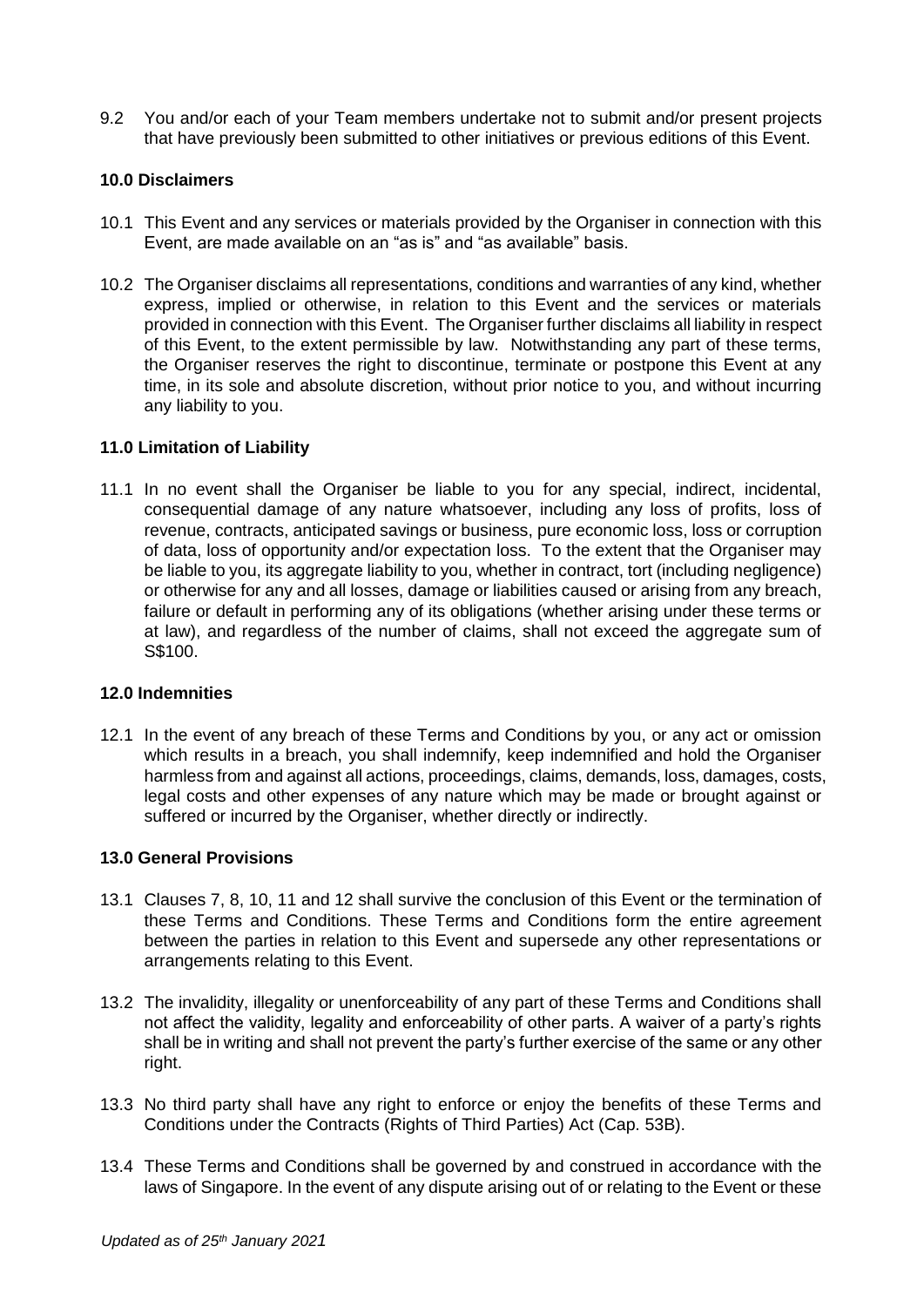9.2 You and/or each of your Team members undertake not to submit and/or present projects that have previously been submitted to other initiatives or previous editions of this Event.

### 10.0 Disclaimers

10.1 This Event and any services or materials provided by the Organiser in connection with this Event, are made available on an "as is" and "as available" basis.

10.2 The Organiser disclaims all representations, conditions and warranties of any kind, whether express, implied or otherwise, in relation to this Event and the services or materials provided in connection with this Event. The Organiser further disclaims all liability in respect of this Event, to the extent permissible by law. Notwithstanding any part of these terms, the Organiser reserves the right to discontinue, terminate or postpone this Event at any time, in its sole and absolute discretion, without prior notice to you, and without incurring any liability to you.

### 11.0 Limitation of Liability

11.1 In no event shall the Organiser be liable to you for any special, indirect, incidental, consequential damage of any nature whatsoever, including any loss of profits, loss of revenue, contracts, anticipated savings or business, pure economic loss, loss or corruption of data, loss of opportunity and/or expectation loss. To the extent that the Organiser may be liable to you, its aggregate liability to you, whether in contract, tort (including negligence) or otherwise for any and all losses, damage or liabilities caused or arising from any breach, failure or default in performing any of its obligations (whether arising under these terms or at law), and regardless of the number of claims, shall not exceed the aggregate sum of S$100.

### 12.0 Indemnities

12.1 In the event of any breach of these Terms and Conditions by you, or any act or omission which results in a breach, you shall indemnify, keep indemnified and hold the Organiser harmless from and against all actions, proceedings, claims, demands, loss, damages, costs, legal costs and other expenses of any nature which may be made or brought against or suffered or incurred by the Organiser, whether directly or indirectly.

### 13.0 General Provisions

13.1 Clauses 7, 8, 10, 11 and 12 shall survive the conclusion of this Event or the termination of these Terms and Conditions. These Terms and Conditions form the entire agreement between the parties in relation to this Event and supersede any other representations or arrangements relating to this Event.

13.2 The invalidity, illegality or unenforceability of any part of these Terms and Conditions shall not affect the validity, legality and enforceability of other parts. A waiver of a party's rights shall be in writing and shall not prevent the party's further exercise of the same or any other right.

13.3 No third party shall have any right to enforce or enjoy the benefits of these Terms and Conditions under the Contracts (Rights of Third Parties) Act (Cap. 53B).

13.4 These Terms and Conditions shall be governed by and construed in accordance with the laws of Singapore. In the event of any dispute arising out of or relating to the Event or these

*Updated as of 25th January 2021*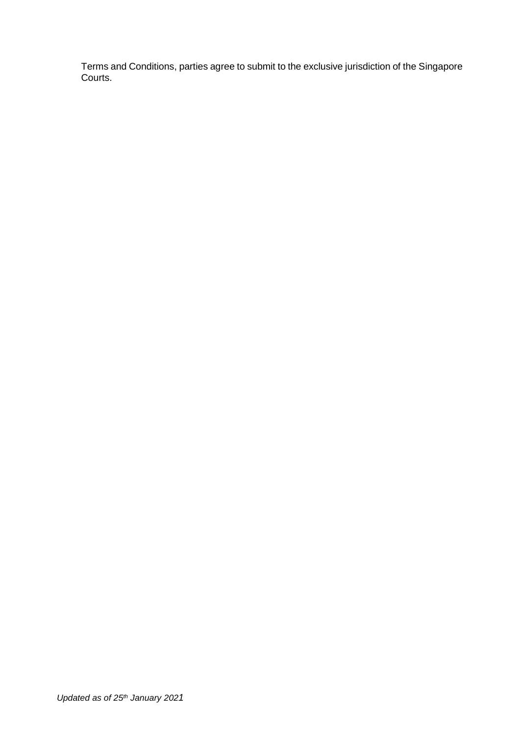Terms and Conditions, parties agree to submit to the exclusive jurisdiction of the Singapore Courts.

*Updated as of 25th January 2021*